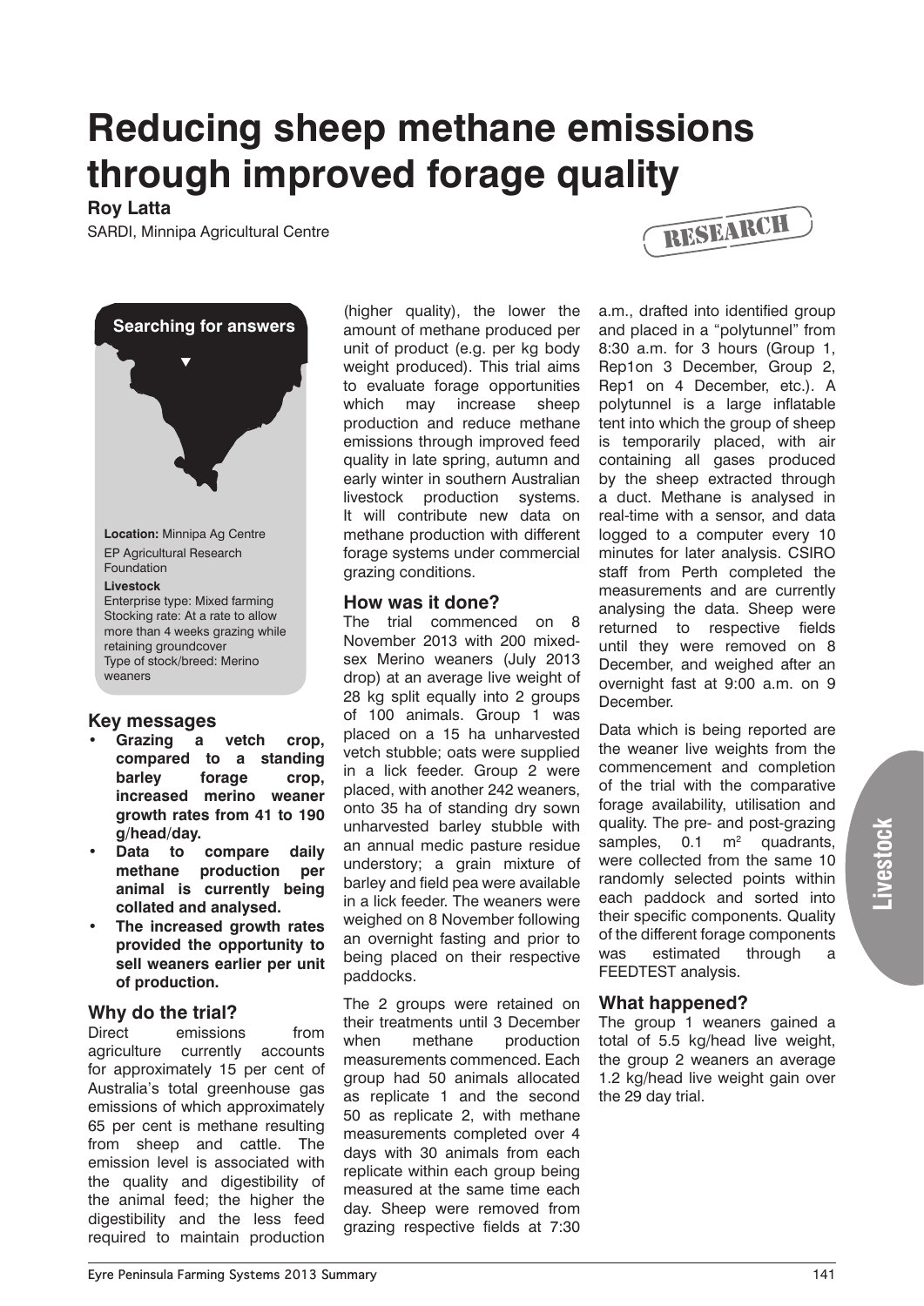# Reducing sheep methane emissions through improved forage quality

**Roy Latta**

SARDI, Minnipa Agricultural Centre

RESEARCH

**Searching for answers**

**Location:** Minnipa Ag Centre

EP Agricultural Research Foundation

**Livestock**

Enterprise type: Mixed farming

Stocking rate: At a rate to allow more than 4 weeks grazing while retaining groundcover

Type of stock/breed: Merino weaners

## Key messages

- **Grazing a vetch crop, compared to a standing barley forage crop, increased merino weaner growth rates from 41 to 190 g/head/day.**
- **Data to compare daily methane production per animal is currently being collated and analysed.**
- **The increased growth rates provided the opportunity to sell weaners earlier per unit of production.**

## Why do the trial?

Direct emissions from agriculture currently accounts for approximately 15 per cent of Australia's total greenhouse gas emissions of which approximately 65 per cent is methane resulting from sheep and cattle. The emission level is associated with the quality and digestibility of the animal feed; the higher the digestibility and the less feed required to maintain production (higher quality), the lower the amount of methane produced per unit of product (e.g. per kg body weight produced). This trial aims to evaluate forage opportunities which may increase sheep production and reduce methane emissions through improved feed quality in late spring, autumn and early winter in southern Australian livestock production systems. It will contribute new data on methane production with different forage systems under commercial grazing conditions.

## How was it done?

The trial commenced on 8 November 2013 with 200 mixed-sex Merino weaners (July 2013 drop) at an average live weight of 28 kg split equally into 2 groups of 100 animals. Group 1 was placed on a 15 ha unharvested vetch stubble; oats were supplied in a lick feeder. Group 2 were placed, with another 242 weaners, onto 35 ha of standing dry sown unharvested barley stubble with an annual medic pasture residue understory; a grain mixture of barley and field pea were available in a lick feeder. The weaners were weighed on 8 November following an overnight fasting and prior to being placed on their respective paddocks.

The 2 groups were retained on their treatments until 3 December when methane production measurements commenced. Each group had 50 animals allocated as replicate 1 and the second 50 as replicate 2, with methane measurements completed over 4 days with 30 animals from each replicate within each group being measured at the same time each day. Sheep were removed from grazing respective fields at 7:30 a.m., drafted into identified group and placed in a "polytunnel" from 8:30 a.m. for 3 hours (Group 1, Rep1on 3 December, Group 2, Rep1 on 4 December, etc.). A polytunnel is a large inflatable tent into which the group of sheep is temporarily placed, with air containing all gases produced by the sheep extracted through a duct. Methane is analysed in real-time with a sensor, and data logged to a computer every 10 minutes for later analysis. CSIRO staff from Perth completed the measurements and are currently analysing the data. Sheep were returned to respective fields until they were removed on 8 December, and weighed after an overnight fast at 9:00 a.m. on 9 December.

Data which is being reported are the weaner live weights from the commencement and completion of the trial with the comparative forage availability, utilisation and quality. The pre- and post-grazing samples, 0.1 $m^2$ quadrants, were collected from the same 10 randomly selected points within each paddock and sorted into their specific components. Quality of the different forage components was estimated through a FEEDTEST analysis.

## What happened?

The group 1 weaners gained a total of 5.5 kg/head live weight, the group 2 weaners an average 1.2 kg/head live weight gain over the 29 day trial.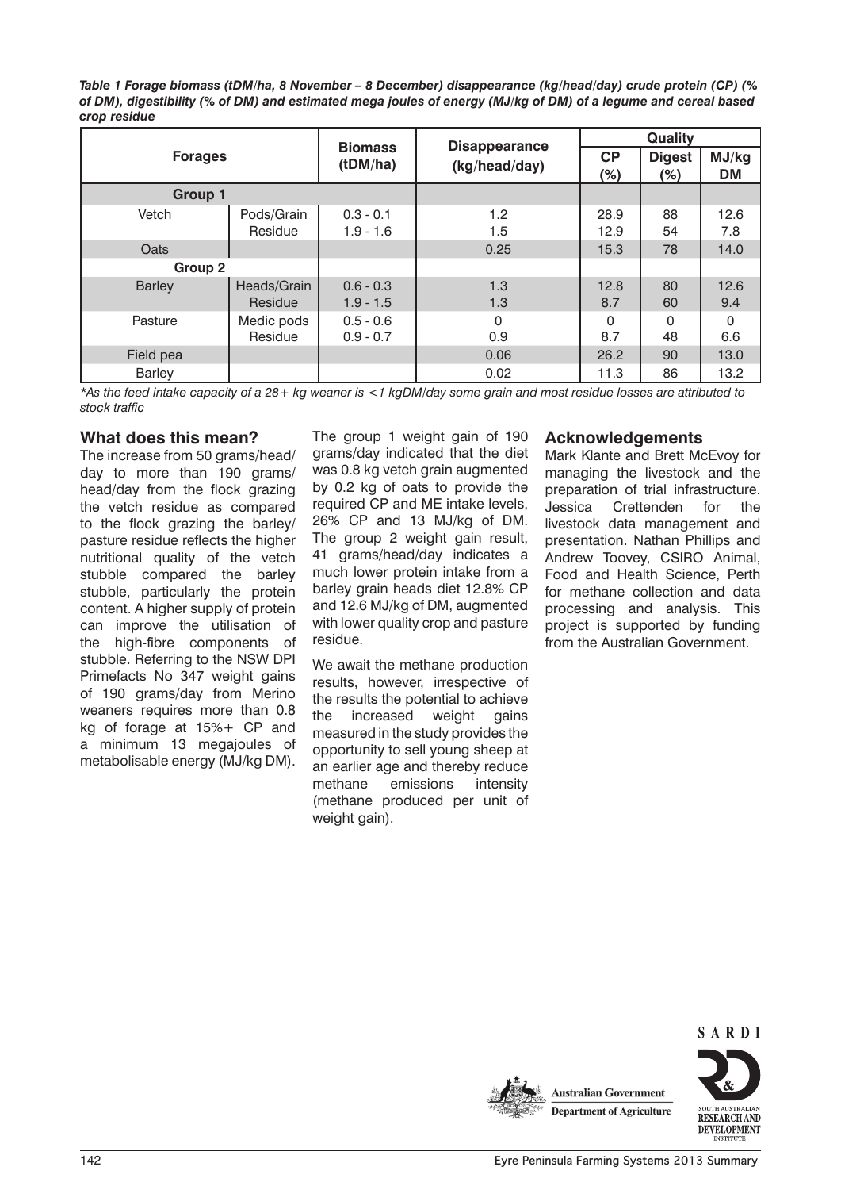***Table 1 Forage biomass (tDM/ha, 8 November – 8 December) disappearance (kg/head/day) crude protein (CP) (% of DM), digestibility (% of DM) and estimated mega joules of energy (MJ/kg of DM) of a legume and cereal based crop residue***

| Forages | | Biomass (tDM/ha) | Disappearance (kg/head/day) | Quality | | |
|---|---|---|---|---|---|---|
| | | | | CP (%) | Digest (%) | MJ/kg DM |
| **Group 1** | | | | | | |
| Vetch | Pods/Grain | 0.3 - 0.1 | 1.2 | 28.9 | 88 | 12.6 |
| | Residue | 1.9 - 1.6 | 1.5 | 12.9 | 54 | 7.8 |
| Oats | | | 0.25 | 15.3 | 78 | 14.0 |
| **Group 2** | | | | | | |
| Barley | Heads/Grain | 0.6 - 0.3 | 1.3 | 12.8 | 80 | 12.6 |
| | Residue | 1.9 - 1.5 | 1.3 | 8.7 | 60 | 9.4 |
| Pasture | Medic pods | 0.5 - 0.6 | 0 | 0 | 0 | 0 |
| | Residue | 0.9 - 0.7 | 0.9 | 8.7 | 48 | 6.6 |
| Field pea | | | 0.06 | 26.2 | 90 | 13.0 |
| Barley | | | 0.02 | 11.3 | 86 | 13.2 |

****As the feed intake capacity of a 28+ kg weaner is <1 kgDM/day some grain and most residue losses are attributed to stock traffic***

## What does this mean?

The increase from 50 grams/head/day to more than 190 grams/head/day from the flock grazing the vetch residue as compared to the flock grazing the barley/pasture residue reflects the higher nutritional quality of the vetch stubble compared the barley stubble, particularly the protein content. A higher supply of protein can improve the utilisation of the high-fibre components of stubble. Referring to the NSW DPI Primefacts No 347 weight gains of 190 grams/day from Merino weaners requires more than 0.8 kg of forage at 15%+ CP and a minimum 13 megajoules of metabolisable energy (MJ/kg DM).

The group 1 weight gain of 190 grams/day indicated that the diet was 0.8 kg vetch grain augmented by 0.2 kg of oats to provide the required CP and ME intake levels, 26% CP and 13 MJ/kg of DM. The group 2 weight gain result, 41 grams/head/day indicates a much lower protein intake from a barley grain heads diet 12.8% CP and 12.6 MJ/kg of DM, augmented with lower quality crop and pasture residue.

We await the methane production results, however, irrespective of the results the potential to achieve the increased weight gains measured in the study provides the opportunity to sell young sheep at an earlier age and thereby reduce methane emissions intensity (methane produced per unit of weight gain).

## Acknowledgements

Mark Klante and Brett McEvoy for managing the livestock and the preparation of trial infrastructure. Jessica Crettenden for the livestock data management and presentation. Nathan Phillips and Andrew Toovey, CSIRO Animal, Food and Health Science, Perth for methane collection and data processing and analysis. This project is supported by funding from the Australian Government.

Australian Government
Department of Agriculture

SARDI
SOUTH AUSTRALIAN RESEARCH AND DEVELOPMENT INSTITUTE